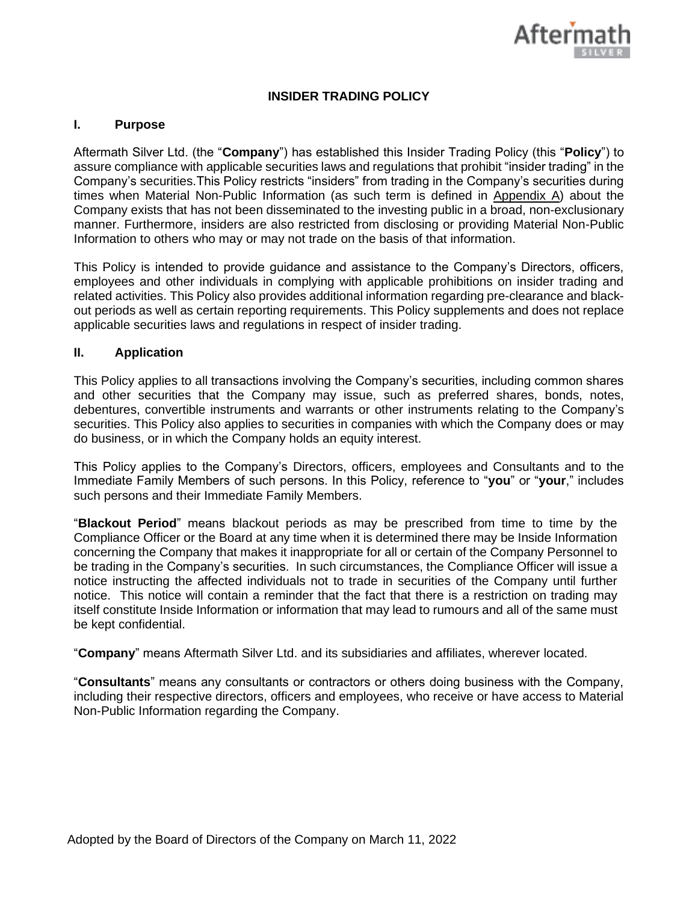# INSIDER TRADING POLICY

## I. Purpose

Aftermath Silver Ltd. (the "**Company**") has established this Insider Trading Policy (this "**Policy**") to assure compliance with applicable securities laws and regulations that prohibit "insider trading" in the Company's securities.This Policy restricts "insiders" from trading in the Company's securities during times when Material Non-Public Information (as such term is defined in Appendix A) about the Company exists that has not been disseminated to the investing public in a broad, non-exclusionary manner. Furthermore, insiders are also restricted from disclosing or providing Material Non-Public Information to others who may or may not trade on the basis of that information.

This Policy is intended to provide guidance and assistance to the Company's Directors, officers, employees and other individuals in complying with applicable prohibitions on insider trading and related activities. This Policy also provides additional information regarding pre-clearance and black-out periods as well as certain reporting requirements. This Policy supplements and does not replace applicable securities laws and regulations in respect of insider trading.

## II. Application

This Policy applies to all transactions involving the Company's securities, including common shares and other securities that the Company may issue, such as preferred shares, bonds, notes, debentures, convertible instruments and warrants or other instruments relating to the Company's securities. This Policy also applies to securities in companies with which the Company does or may do business, or in which the Company holds an equity interest.

This Policy applies to the Company's Directors, officers, employees and Consultants and to the Immediate Family Members of such persons. In this Policy, reference to "**you**" or "**your**," includes such persons and their Immediate Family Members.

"**Blackout Period**" means blackout periods as may be prescribed from time to time by the Compliance Officer or the Board at any time when it is determined there may be Inside Information concerning the Company that makes it inappropriate for all or certain of the Company Personnel to be trading in the Company's securities. In such circumstances, the Compliance Officer will issue a notice instructing the affected individuals not to trade in securities of the Company until further notice. This notice will contain a reminder that the fact that there is a restriction on trading may itself constitute Inside Information or information that may lead to rumours and all of the same must be kept confidential.

"**Company**" means Aftermath Silver Ltd. and its subsidiaries and affiliates, wherever located.

"**Consultants**" means any consultants or contractors or others doing business with the Company, including their respective directors, officers and employees, who receive or have access to Material Non-Public Information regarding the Company.

Adopted by the Board of Directors of the Company on March 11, 2022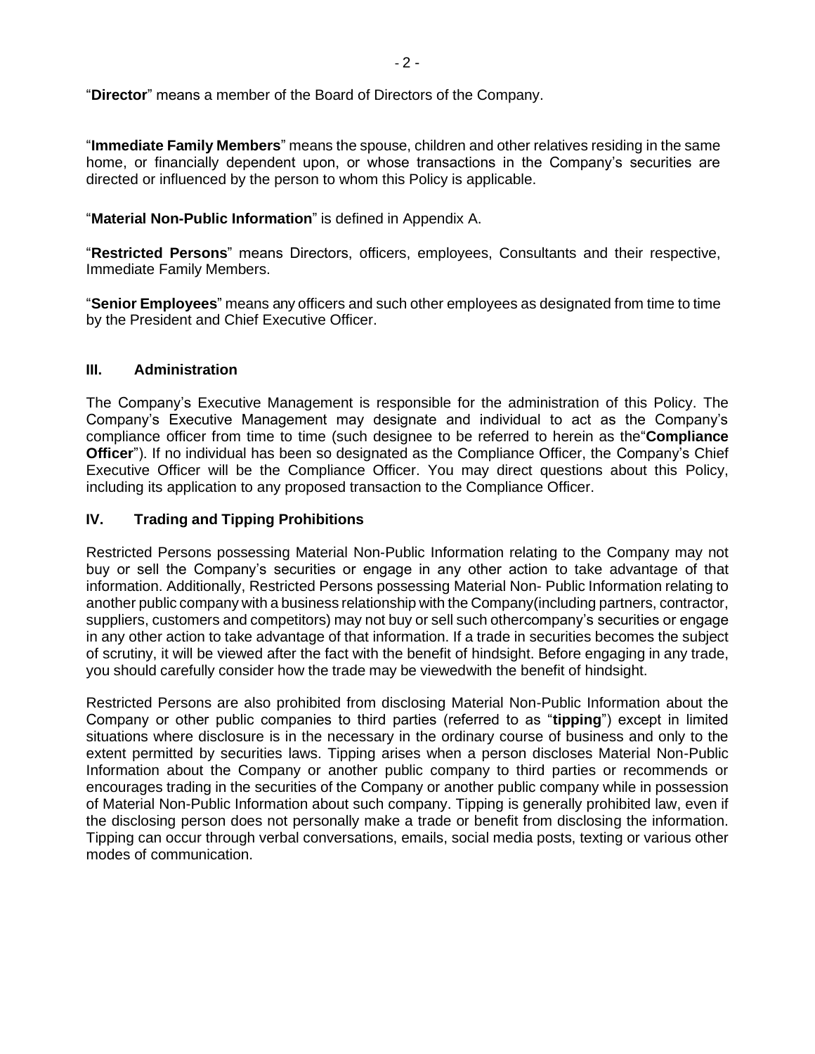"**Director**" means a member of the Board of Directors of the Company.

"**Immediate Family Members**" means the spouse, children and other relatives residing in the same home, or financially dependent upon, or whose transactions in the Company's securities are directed or influenced by the person to whom this Policy is applicable.

"**Material Non-Public Information**" is defined in Appendix A.

"**Restricted Persons**" means Directors, officers, employees, Consultants and their respective, Immediate Family Members.

"**Senior Employees**" means any officers and such other employees as designated from time to time by the President and Chief Executive Officer.

## III. Administration

The Company's Executive Management is responsible for the administration of this Policy. The Company's Executive Management may designate and individual to act as the Company's compliance officer from time to time (such designee to be referred to herein as the"**Compliance Officer**"). If no individual has been so designated as the Compliance Officer, the Company's Chief Executive Officer will be the Compliance Officer. You may direct questions about this Policy, including its application to any proposed transaction to the Compliance Officer.

## IV. Trading and Tipping Prohibitions

Restricted Persons possessing Material Non-Public Information relating to the Company may not buy or sell the Company's securities or engage in any other action to take advantage of that information. Additionally, Restricted Persons possessing Material Non- Public Information relating to another public company with a business relationship with the Company(including partners, contractor, suppliers, customers and competitors) may not buy or sell such othercompany's securities or engage in any other action to take advantage of that information. If a trade in securities becomes the subject of scrutiny, it will be viewed after the fact with the benefit of hindsight. Before engaging in any trade, you should carefully consider how the trade may be viewedwith the benefit of hindsight.

Restricted Persons are also prohibited from disclosing Material Non-Public Information about the Company or other public companies to third parties (referred to as "**tipping**") except in limited situations where disclosure is in the necessary in the ordinary course of business and only to the extent permitted by securities laws. Tipping arises when a person discloses Material Non-Public Information about the Company or another public company to third parties or recommends or encourages trading in the securities of the Company or another public company while in possession of Material Non-Public Information about such company. Tipping is generally prohibited law, even if the disclosing person does not personally make a trade or benefit from disclosing the information. Tipping can occur through verbal conversations, emails, social media posts, texting or various other modes of communication.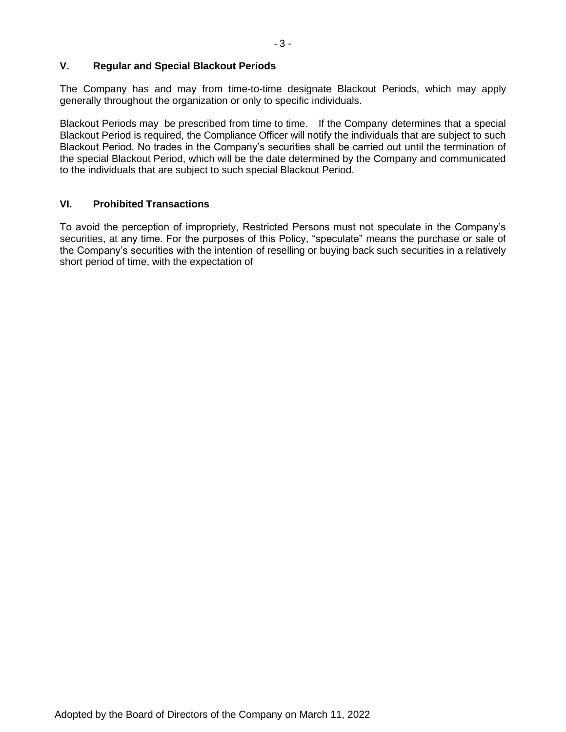## V. Regular and Special Blackout Periods

The Company has and may from time-to-time designate Blackout Periods, which may apply generally throughout the organization or only to specific individuals.

Blackout Periods may be prescribed from time to time. If the Company determines that a special Blackout Period is required, the Compliance Officer will notify the individuals that are subject to such Blackout Period. No trades in the Company's securities shall be carried out until the termination of the special Blackout Period, which will be the date determined by the Company and communicated to the individuals that are subject to such special Blackout Period.

## VI. Prohibited Transactions

To avoid the perception of impropriety, Restricted Persons must not speculate in the Company's securities, at any time. For the purposes of this Policy, "speculate" means the purchase or sale of the Company's securities with the intention of reselling or buying back such securities in a relatively short period of time, with the expectation of

Adopted by the Board of Directors of the Company on March 11, 2022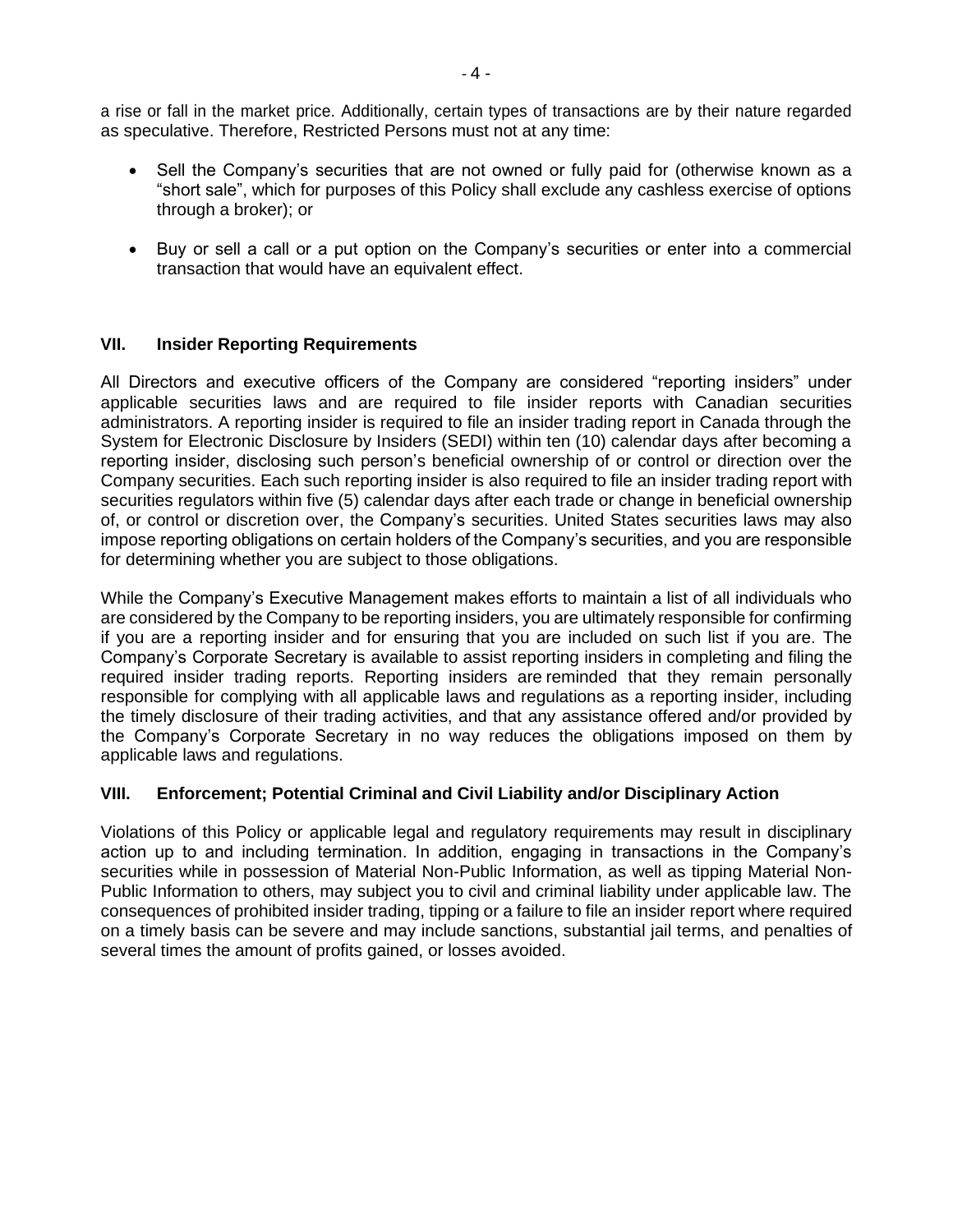a rise or fall in the market price. Additionally, certain types of transactions are by their nature regarded as speculative. Therefore, Restricted Persons must not at any time:

- Sell the Company's securities that are not owned or fully paid for (otherwise known as a "short sale", which for purposes of this Policy shall exclude any cashless exercise of options through a broker); or
- Buy or sell a call or a put option on the Company's securities or enter into a commercial transaction that would have an equivalent effect.

## VII. Insider Reporting Requirements

All Directors and executive officers of the Company are considered "reporting insiders" under applicable securities laws and are required to file insider reports with Canadian securities administrators. A reporting insider is required to file an insider trading report in Canada through the System for Electronic Disclosure by Insiders (SEDI) within ten (10) calendar days after becoming a reporting insider, disclosing such person's beneficial ownership of or control or direction over the Company securities. Each such reporting insider is also required to file an insider trading report with securities regulators within five (5) calendar days after each trade or change in beneficial ownership of, or control or discretion over, the Company's securities. United States securities laws may also impose reporting obligations on certain holders of the Company's securities, and you are responsible for determining whether you are subject to those obligations.

While the Company's Executive Management makes efforts to maintain a list of all individuals who are considered by the Company to be reporting insiders, you are ultimately responsible for confirming if you are a reporting insider and for ensuring that you are included on such list if you are. The Company's Corporate Secretary is available to assist reporting insiders in completing and filing the required insider trading reports. Reporting insiders are reminded that they remain personally responsible for complying with all applicable laws and regulations as a reporting insider, including the timely disclosure of their trading activities, and that any assistance offered and/or provided by the Company's Corporate Secretary in no way reduces the obligations imposed on them by applicable laws and regulations.

## VIII. Enforcement; Potential Criminal and Civil Liability and/or Disciplinary Action

Violations of this Policy or applicable legal and regulatory requirements may result in disciplinary action up to and including termination. In addition, engaging in transactions in the Company's securities while in possession of Material Non-Public Information, as well as tipping Material Non-Public Information to others, may subject you to civil and criminal liability under applicable law. The consequences of prohibited insider trading, tipping or a failure to file an insider report where required on a timely basis can be severe and may include sanctions, substantial jail terms, and penalties of several times the amount of profits gained, or losses avoided.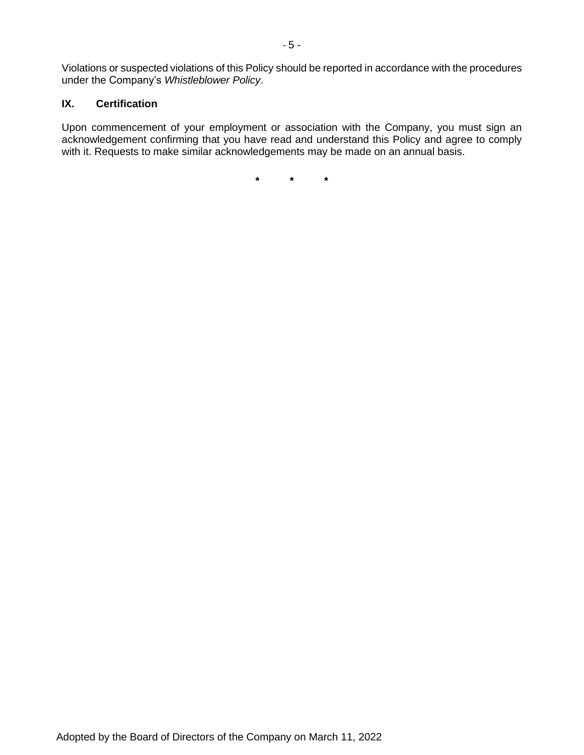Violations or suspected violations of this Policy should be reported in accordance with the procedures under the Company's *Whistleblower Policy*.

## IX. Certification

Upon commencement of your employment or association with the Company, you must sign an acknowledgement confirming that you have read and understand this Policy and agree to comply with it. Requests to make similar acknowledgements may be made on an annual basis.

**\* \* \***

Adopted by the Board of Directors of the Company on March 11, 2022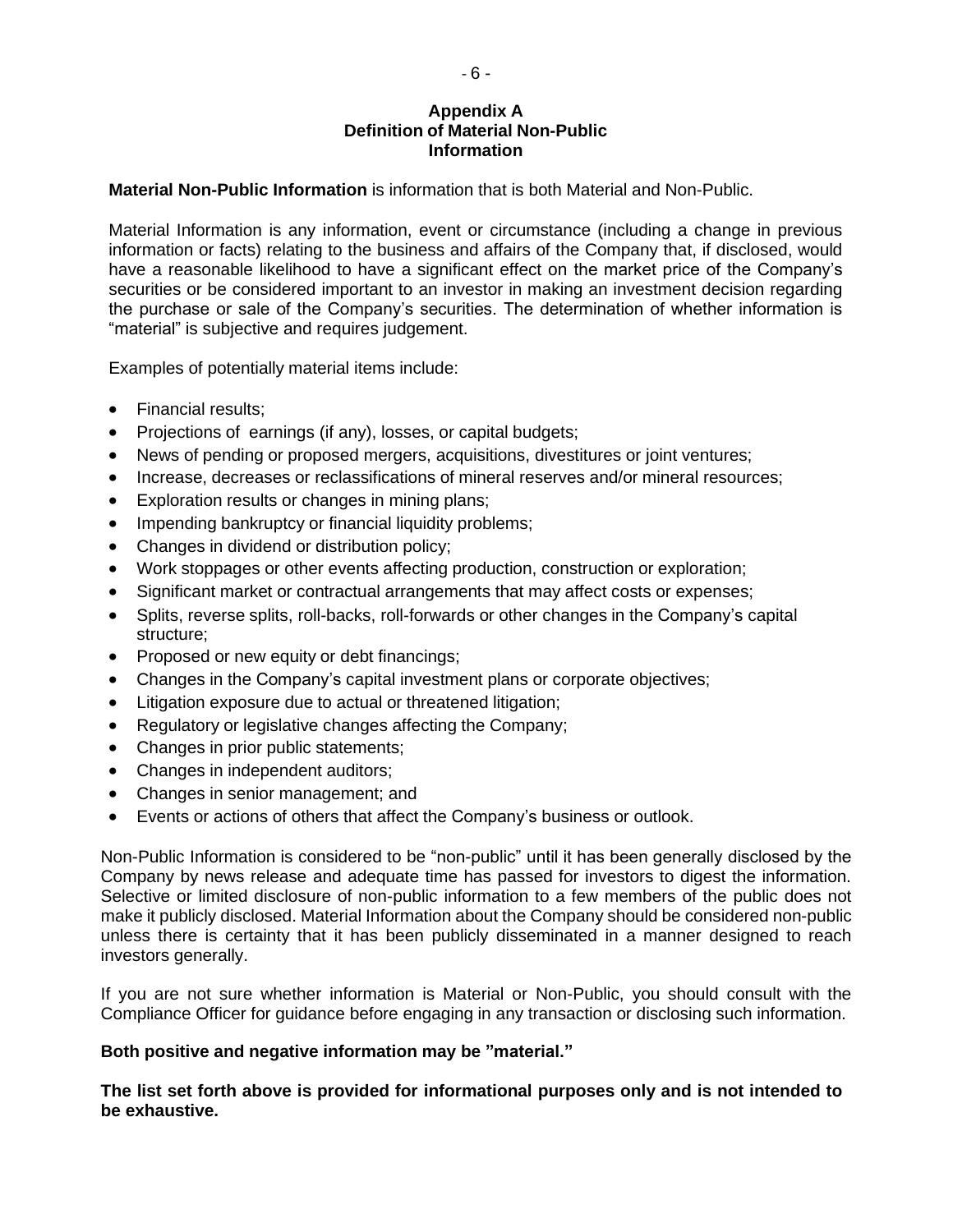# Appendix A
## Definition of Material Non-Public Information

**Material Non-Public Information** is information that is both Material and Non-Public.

Material Information is any information, event or circumstance (including a change in previous information or facts) relating to the business and affairs of the Company that, if disclosed, would have a reasonable likelihood to have a significant effect on the market price of the Company's securities or be considered important to an investor in making an investment decision regarding the purchase or sale of the Company's securities. The determination of whether information is "material" is subjective and requires judgement.

Examples of potentially material items include:

- Financial results;
- Projections of earnings (if any), losses, or capital budgets;
- News of pending or proposed mergers, acquisitions, divestitures or joint ventures;
- Increase, decreases or reclassifications of mineral reserves and/or mineral resources;
- Exploration results or changes in mining plans;
- Impending bankruptcy or financial liquidity problems;
- Changes in dividend or distribution policy;
- Work stoppages or other events affecting production, construction or exploration;
- Significant market or contractual arrangements that may affect costs or expenses;
- Splits, reverse splits, roll-backs, roll-forwards or other changes in the Company's capital structure;
- Proposed or new equity or debt financings;
- Changes in the Company's capital investment plans or corporate objectives;
- Litigation exposure due to actual or threatened litigation;
- Regulatory or legislative changes affecting the Company;
- Changes in prior public statements;
- Changes in independent auditors;
- Changes in senior management; and
- Events or actions of others that affect the Company's business or outlook.

Non-Public Information is considered to be "non-public" until it has been generally disclosed by the Company by news release and adequate time has passed for investors to digest the information. Selective or limited disclosure of non-public information to a few members of the public does not make it publicly disclosed. Material Information about the Company should be considered non-public unless there is certainty that it has been publicly disseminated in a manner designed to reach investors generally.

If you are not sure whether information is Material or Non-Public, you should consult with the Compliance Officer for guidance before engaging in any transaction or disclosing such information.

**Both positive and negative information may be "material."**

**The list set forth above is provided for informational purposes only and is not intended to be exhaustive.**